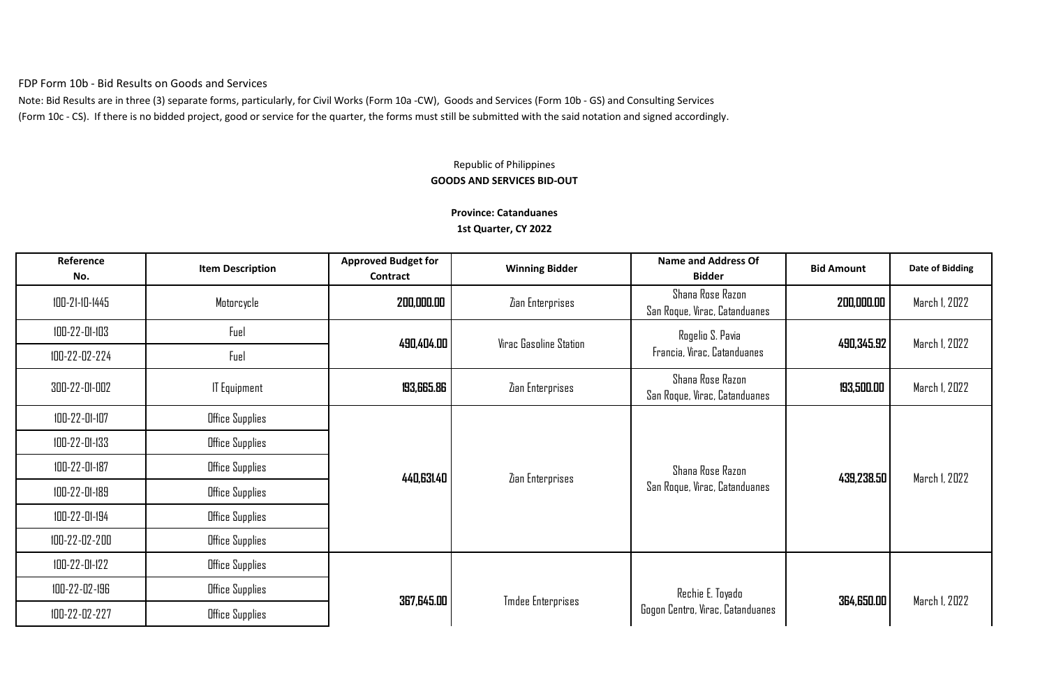FDP Form 10b - Bid Results on Goods and Services

Note: Bid Results are in three (3) separate forms, particularly, for Civil Works (Form 10a -CW), Goods and Services (Form 10b - GS) and Consulting Services (Form 10c - CS). If there is no bidded project, good or service for the quarter, the forms must still be submitted with the said notation and signed accordingly.

Republic of Philippines

**GOODS AND SERVICES BID-OUT**

**Province: Catanduanes**

**1st Quarter, CY 2022**

| Reference No. | Item Description | Approved Budget for Contract | Winning Bidder | Name and Address Of Bidder | Bid Amount | Date of Bidding |
|---|---|---|---|---|---|---|
| 100-21-10-1445 | Motorcycle | **200,000.00** | Zian Enterprises | Shana Rose Razon San Roque, Virac, Catanduanes | **200,000.00** | March 1, 2022 |
| 100-22-01-103 | Fuel | **490,404.00** | Virac Gasoline Station | Rogelio S. Pavia Francia, Virac, Catanduanes | **490,345.92** | March 1, 2022 |
| 100-22-02-224 | Fuel | | | | | |
| 300-22-01-002 | IT Equipment | **193,665.86** | Zian Enterprises | Shana Rose Razon San Roque, Virac, Catanduanes | **193,500.00** | March 1, 2022 |
| 100-22-01-107 | Office Supplies | **440,631.40** | Zian Enterprises | Shana Rose Razon San Roque, Virac, Catanduanes | **439,238.50** | March 1, 2022 |
| 100-22-01-133 | Office Supplies | | | | | |
| 100-22-01-187 | Office Supplies | | | | | |
| 100-22-01-189 | Office Supplies | | | | | |
| 100-22-01-194 | Office Supplies | | | | | |
| 100-22-02-200 | Office Supplies | | | | | |
| 100-22-01-122 | Office Supplies | **367,645.00** | Tmdee Enterprises | Rechie E. Toyado Gogon Centro, Virac, Catanduanes | **364,650.00** | March 1, 2022 |
| 100-22-02-196 | Office Supplies | | | | | |
| 100-22-02-227 | Office Supplies | | | | | |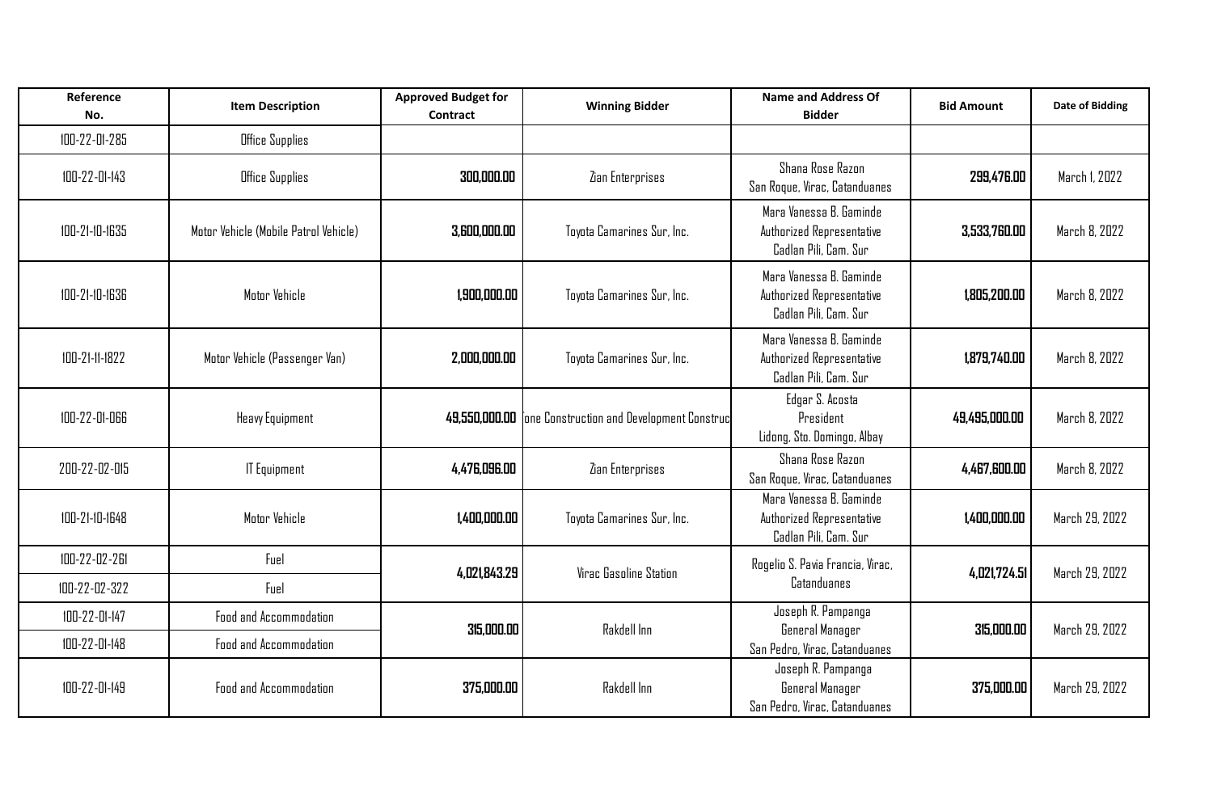| Reference No. | Item Description | Approved Budget for Contract | Winning Bidder | Name and Address Of Bidder | Bid Amount | Date of Bidding |
|---|---|---|---|---|---|---|
| 100-22-01-285 | Office Supplies | | | | | |
| 100-22-01-143 | Office Supplies | **300,000.00** | Zian Enterprises | Shana Rose Razon San Roque, Virac, Catanduanes | **299,476.00** | March 1, 2022 |
| 100-21-10-1635 | Motor Vehicle (Mobile Patrol Vehicle) | **3,600,000.00** | Toyota Camarines Sur, Inc. | Mara Vanessa B. Gaminde Authorized Representative Cadlan Pili, Cam. Sur | **3,533,760.00** | March 8, 2022 |
| 100-21-10-1636 | Motor Vehicle | **1,900,000.00** | Toyota Camarines Sur, Inc. | Mara Vanessa B. Gaminde Authorized Representative Cadlan Pili, Cam. Sur | **1,805,200.00** | March 8, 2022 |
| 100-21-11-1822 | Motor Vehicle (Passenger Van) | **2,000,000.00** | Toyota Camarines Sur, Inc. | Mara Vanessa B. Gaminde Authorized Representative Cadlan Pili, Cam. Sur | **1,879,740.00** | March 8, 2022 |
| 100-22-01-066 | Heavy Equipment | **49,550,000.00** | one Construction and Development Construc | Edgar S. Acosta President Lidong, Sto. Domingo, Albay | **49,495,000.00** | March 8, 2022 |
| 200-22-02-015 | IT Equipment | **4,476,096.00** | Zian Enterprises | Shana Rose Razon San Roque, Virac, Catanduanes | **4,467,600.00** | March 8, 2022 |
| 100-21-10-1648 | Motor Vehicle | **1,400,000.00** | Toyota Camarines Sur, Inc. | Mara Vanessa B. Gaminde Authorized Representative Cadlan Pili, Cam. Sur | **1,400,000.00** | March 29, 2022 |
| 100-22-02-261 | Fuel | **4,021,843.29** | Virac Gasoline Station | Rogelio S. Pavia Francia, Virac, Catanduanes | **4,021,724.51** | March 29, 2022 |
| 100-22-02-322 | Fuel | | | | | |
| 100-22-01-147 | Food and Accommodation | **315,000.00** | Rakdell Inn | Joseph R. Pampanga General Manager San Pedro, Virac, Catanduanes | **315,000.00** | March 29, 2022 |
| 100-22-01-148 | Food and Accommodation | | | | | |
| 100-22-01-149 | Food and Accommodation | **375,000.00** | Rakdell Inn | Joseph R. Pampanga General Manager San Pedro, Virac, Catanduanes | **375,000.00** | March 29, 2022 |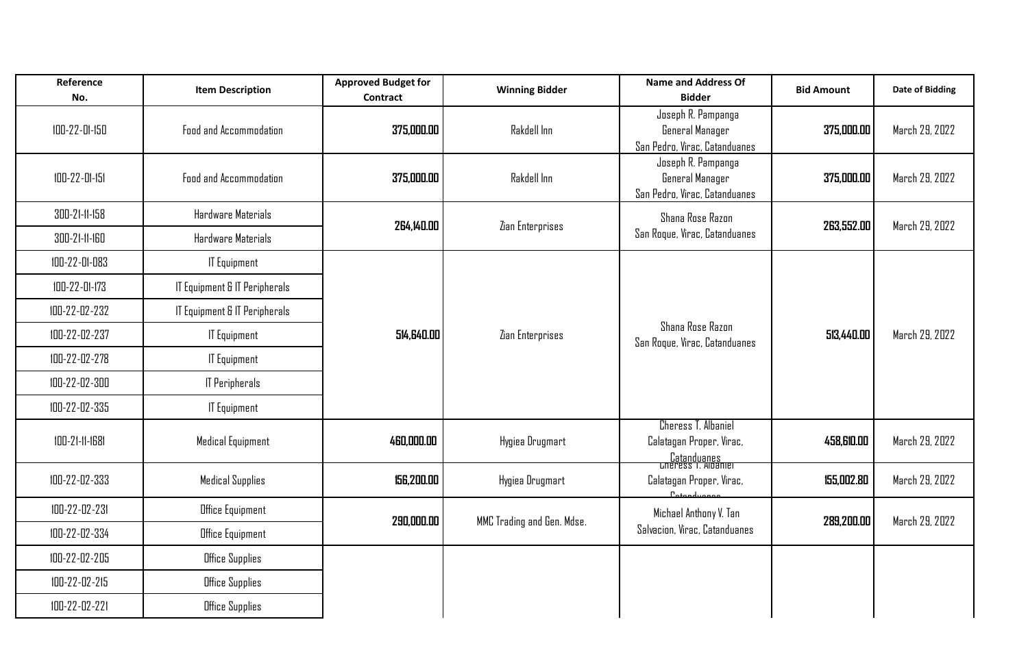| Reference No. | Item Description | Approved Budget for Contract | Winning Bidder | Name and Address Of Bidder | Bid Amount | Date of Bidding |
|---|---|---|---|---|---|---|
| 100-22-01-150 | Food and Accommodation | **375,000.00** | Rakdell Inn | Joseph R. Pampanga General Manager San Pedro, Virac, Catanduanes | **375,000.00** | March 29, 2022 |
| 100-22-01-151 | Food and Accommodation | **375,000.00** | Rakdell Inn | Joseph R. Pampanga General Manager San Pedro, Virac, Catanduanes | **375,000.00** | March 29, 2022 |
| 300-21-11-158 | Hardware Materials | **264,140.00** | Zian Enterprises | Shana Rose Razon San Roque, Virac, Catanduanes | **263,552.00** | March 29, 2022 |
| 300-21-11-160 | Hardware Materials | | | | | |
| 100-22-01-083 | IT Equipment | **514,640.00** | Zian Enterprises | Shana Rose Razon San Roque, Virac, Catanduanes | **513,440.00** | March 29, 2022 |
| 100-22-01-173 | IT Equipment & IT Peripherals | | | | | |
| 100-22-02-232 | IT Equipment & IT Peripherals | | | | | |
| 100-22-02-237 | IT Equipment | | | | | |
| 100-22-02-278 | IT Equipment | | | | | |
| 100-22-02-300 | IT Peripherals | | | | | |
| 100-22-02-335 | IT Equipment | | | | | |
| 100-21-11-1681 | Medical Equipment | **460,000.00** | Hygiea Drugmart | Cheress T. Albaniel Calatagan Proper, Virac, Catanduanes | **458,610.00** | March 29, 2022 |
| 100-22-02-333 | Medical Supplies | **156,200.00** | Hygiea Drugmart | Cheress T. Albaniel Calatagan Proper, Virac, Catanduanes | **155,002.80** | March 29, 2022 |
| 100-22-02-231 | Office Equipment | **290,000.00** | MMC Trading and Gen. Mdse. | Michael Anthony V. Tan Salvacion, Virac, Catanduanes | **289,200.00** | March 29, 2022 |
| 100-22-02-334 | Office Equipment | | | | | |
| 100-22-02-205 | Office Supplies | | | | | |
| 100-22-02-215 | Office Supplies | | | | | |
| 100-22-02-221 | Office Supplies | | | | | |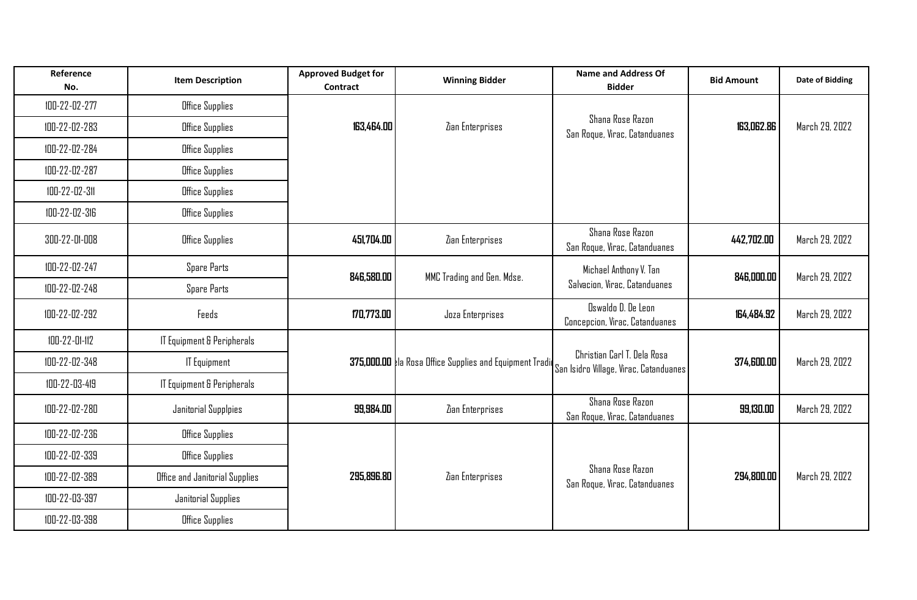| Reference No. | Item Description | Approved Budget for Contract | Winning Bidder | Name and Address Of Bidder | Bid Amount | Date of Bidding |
|---|---|---|---|---|---|---|
| 100-22-02-277 | Office Supplies | **163,464.00** | Zian Enterprises | Shana Rose Razon San Roque, Virac, Catanduanes | **163,062.86** | March 29, 2022 |
| 100-22-02-283 | Office Supplies | | | | | |
| 100-22-02-284 | Office Supplies | | | | | |
| 100-22-02-287 | Office Supplies | | | | | |
| 100-22-02-311 | Office Supplies | | | | | |
| 100-22-02-316 | Office Supplies | | | | | |
| 300-22-01-008 | Office Supplies | **451,704.00** | Zian Enterprises | Shana Rose Razon San Roque, Virac, Catanduanes | **442,702.00** | March 29, 2022 |
| 100-22-02-247 | Spare Parts | **846,580.00** | MMC Trading and Gen. Mdse. | Michael Anthony V. Tan Salvacion, Virac, Catanduanes | **846,000.00** | March 29, 2022 |
| 100-22-02-248 | Spare Parts | | | | | |
| 100-22-02-292 | Feeds | **170,773.00** | Joza Enterprises | Oswaldo D. De Leon Concepcion, Virac, Catanduanes | **164,484.92** | March 29, 2022 |
| 100-22-01-112 | IT Equipment & Peripherals | **375,000.00** | ela Rosa Office Supplies and Equipment Tradi | Christian Carl T. Dela Rosa San Isidro Village, Virac, Catanduanes | **374,600.00** | March 29, 2022 |
| 100-22-02-348 | IT Equipment | | | | | |
| 100-22-03-419 | IT Equipment & Peripherals | | | | | |
| 100-22-02-280 | Janitorial Supplpies | **99,984.00** | Zian Enterprises | Shana Rose Razon San Roque, Virac, Catanduanes | **99,130.00** | March 29, 2022 |
| 100-22-02-236 | Office Supplies | **295,896.80** | Zian Enterprises | Shana Rose Razon San Roque, Virac, Catanduanes | **294,800.00** | March 29, 2022 |
| 100-22-02-339 | Office Supplies | | | | | |
| 100-22-02-389 | Office and Janitorial Supplies | | | | | |
| 100-22-03-397 | Janitorial Supplies | | | | | |
| 100-22-03-398 | Office Supplies | | | | | |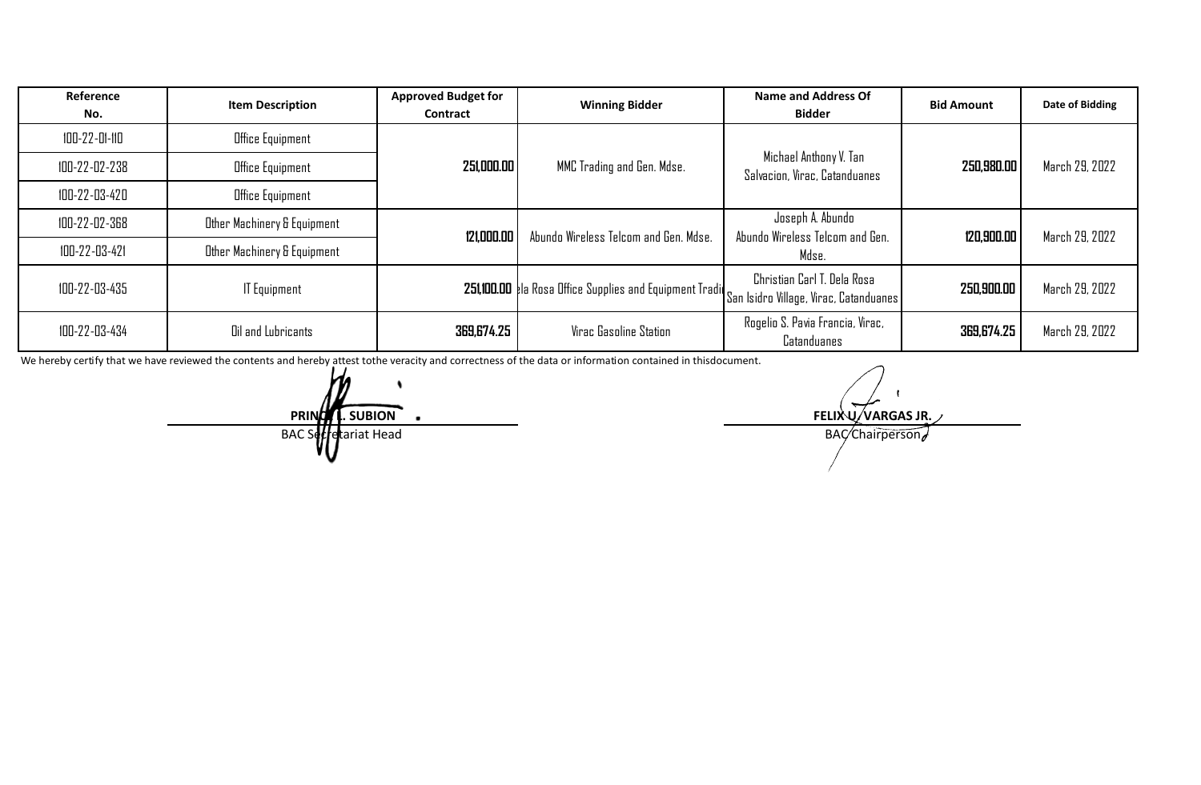| Reference No. | Item Description | Approved Budget for Contract | Winning Bidder | Name and Address Of Bidder | Bid Amount | Date of Bidding |
|---|---|---|---|---|---|---|
| 100-22-01-110 | Office Equipment | 251,000.00 | MMC Trading and Gen. Mdse. | Michael Anthony V. Tan Salvacion, Virac, Catanduanes | 250,980.00 | March 29, 2022 |
| 100-22-02-238 | Office Equipment | | | | | |
| 100-22-03-420 | Office Equipment | | | | | |
| 100-22-02-368 | Other Machinery & Equipment | 121,000.00 | Abundo Wireless Telcom and Gen. Mdse. | Joseph A. Abundo Abundo Wireless Telcom and Gen. Mdse. | 120,900.00 | March 29, 2022 |
| 100-22-03-421 | Other Machinery & Equipment | | | | | |
| 100-22-03-435 | IT Equipment | 251,100.00 | ela Rosa Office Supplies and Equipment Tradi | Christian Carl T. Dela Rosa San Isidro Village, Virac, Catanduanes | 250,900.00 | March 29, 2022 |
| 100-22-03-434 | Oil and Lubricants | 369,674.25 | Virac Gasoline Station | Rogelio S. Pavia Francia, Virac, Catanduanes | 369,674.25 | March 29, 2022 |

We hereby certify that we have reviewed the contents and hereby attest tothe veracity and correctness of the data or information contained in thisdocument.

**PRINCE L. SUBION**
BAC Secretariat Head

**FELIX U. VARGAS JR.**
BAC Chairperson